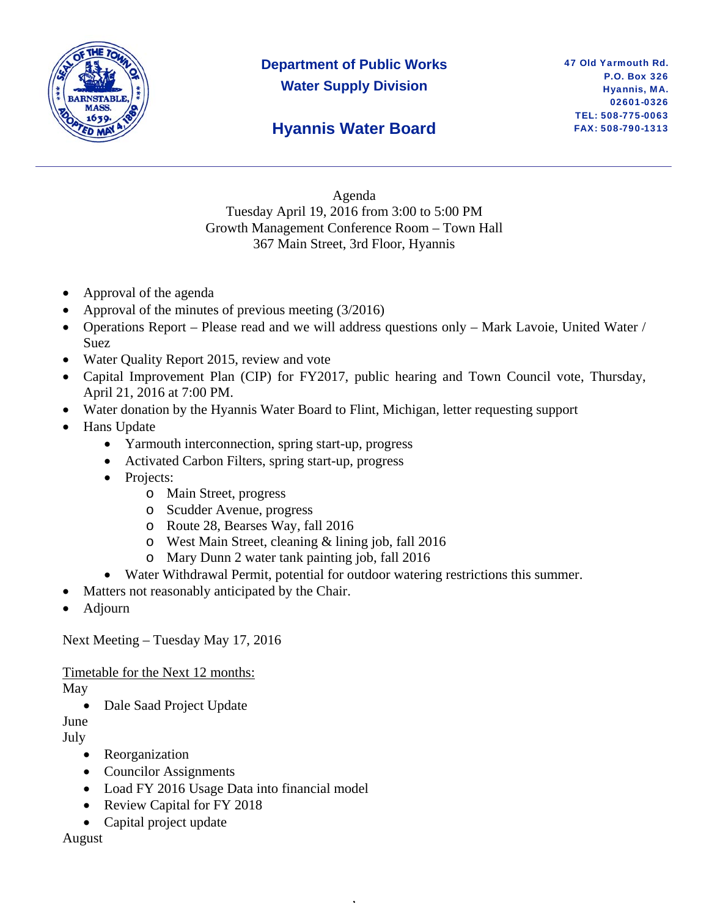**Department of Public Works**
**Water Supply Division**

**Hyannis Water Board**

47 Old Yarmouth Rd.
P.O. Box 326
Hyannis, MA.
02601-0326
TEL: 508-775-0063
FAX: 508-790-1313

Agenda
Tuesday April 19, 2016 from 3:00 to 5:00 PM
Growth Management Conference Room – Town Hall
367 Main Street, 3rd Floor, Hyannis

- Approval of the agenda
- Approval of the minutes of previous meeting (3/2016)
- Operations Report – Please read and we will address questions only – Mark Lavoie, United Water / Suez
- Water Quality Report 2015, review and vote
- Capital Improvement Plan (CIP) for FY2017, public hearing and Town Council vote, Thursday, April 21, 2016 at 7:00 PM.
- Water donation by the Hyannis Water Board to Flint, Michigan, letter requesting support
- Hans Update
  - Yarmouth interconnection, spring start-up, progress
  - Activated Carbon Filters, spring start-up, progress
  - Projects:
    - Main Street, progress
    - Scudder Avenue, progress
    - Route 28, Bearses Way, fall 2016
    - West Main Street, cleaning & lining job, fall 2016
    - Mary Dunn 2 water tank painting job, fall 2016
  - Water Withdrawal Permit, potential for outdoor watering restrictions this summer.
- Matters not reasonably anticipated by the Chair.
- Adjourn

Next Meeting – Tuesday May 17, 2016

<u>Timetable for the Next 12 months:</u>

May

- Dale Saad Project Update

June

July

- Reorganization
- Councilor Assignments
- Load FY 2016 Usage Data into financial model
- Review Capital for FY 2018
- Capital project update

August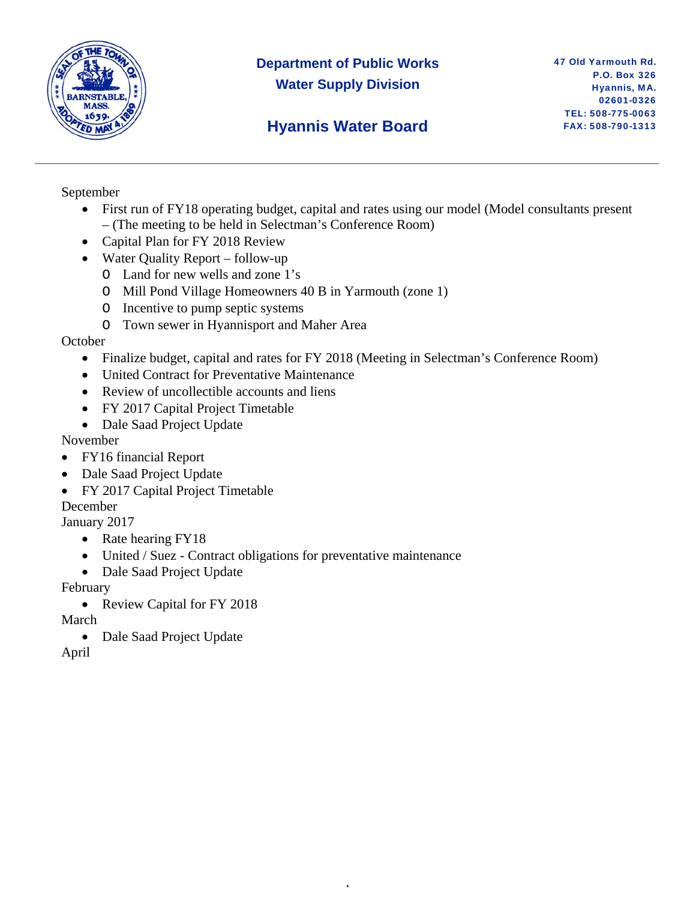# Department of Public Works
## Water Supply Division

## Hyannis Water Board

47 Old Yarmouth Rd.
P.O. Box 326
Hyannis, MA.
02601-0326
TEL: 508-775-0063
FAX: 508-790-1313

---

September

- First run of FY18 operating budget, capital and rates using our model (Model consultants present – (The meeting to be held in Selectman's Conference Room)
- Capital Plan for FY 2018 Review
- Water Quality Report – follow-up
  - Land for new wells and zone 1's
  - Mill Pond Village Homeowners 40 B in Yarmouth (zone 1)
  - Incentive to pump septic systems
  - Town sewer in Hyannisport and Maher Area

October

- Finalize budget, capital and rates for FY 2018 (Meeting in Selectman's Conference Room)
- United Contract for Preventative Maintenance
- Review of uncollectible accounts and liens
- FY 2017 Capital Project Timetable
- Dale Saad Project Update

November

- FY16 financial Report
- Dale Saad Project Update
- FY 2017 Capital Project Timetable

December

January 2017

- Rate hearing FY18
- United / Suez - Contract obligations for preventative maintenance
- Dale Saad Project Update

February

- Review Capital for FY 2018

March

- Dale Saad Project Update

April